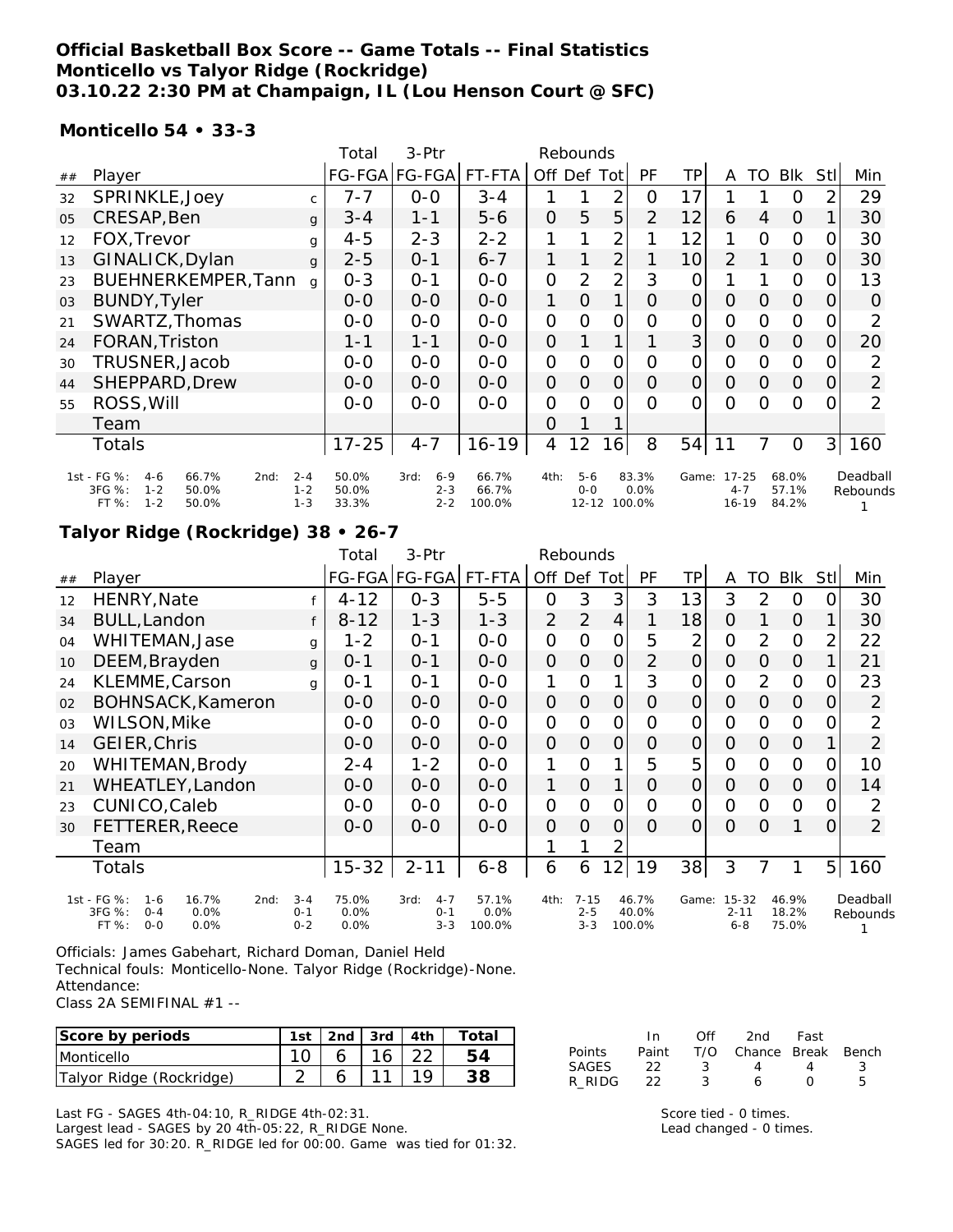**Official Basketball Box Score -- Game Totals -- Final Statistics**
**Monticello vs Talyor Ridge (Rockridge)**
**03.10.22 2:30 PM at Champaign, IL (Lou Henson Court @ SFC)**

### Monticello 54 • 33-3

| ## | Player | | Total FG-FGA | 3-Ptr FG-FGA | FT-FTA | Rebounds Off | Def | Tot | PF | TP | A | TO | Blk | Stl | Min |
|---|---|---|---|---|---|---|---|---|---|---|---|---|---|---|---|
| 32 | SPRINKLE,Joey | c | 7-7 | 0-0 | 3-4 | 1 | 1 | 2 | 0 | 17 | 1 | 1 | 0 | 2 | 29 |
| 05 | CRESAP,Ben | g | 3-4 | 1-1 | 5-6 | 0 | 5 | 5 | 2 | 12 | 6 | 4 | 0 | 1 | 30 |
| 12 | FOX,Trevor | g | 4-5 | 2-3 | 2-2 | 1 | 1 | 2 | 1 | 12 | 1 | 0 | 0 | 0 | 30 |
| 13 | GINALICK,Dylan | g | 2-5 | 0-1 | 6-7 | 1 | 1 | 2 | 1 | 10 | 2 | 1 | 0 | 0 | 30 |
| 23 | BUEHNERKEMPER,Tann | g | 0-3 | 0-1 | 0-0 | 0 | 2 | 2 | 3 | 0 | 1 | 1 | 0 | 0 | 13 |
| 03 | BUNDY,Tyler | | 0-0 | 0-0 | 0-0 | 1 | 0 | 1 | 0 | 0 | 0 | 0 | 0 | 0 | 0 |
| 21 | SWARTZ,Thomas | | 0-0 | 0-0 | 0-0 | 0 | 0 | 0 | 0 | 0 | 0 | 0 | 0 | 0 | 2 |
| 24 | FORAN,Triston | | 1-1 | 1-1 | 0-0 | 0 | 1 | 1 | 1 | 3 | 0 | 0 | 0 | 0 | 20 |
| 30 | TRUSNER,Jacob | | 0-0 | 0-0 | 0-0 | 0 | 0 | 0 | 0 | 0 | 0 | 0 | 0 | 0 | 2 |
| 44 | SHEPPARD,Drew | | 0-0 | 0-0 | 0-0 | 0 | 0 | 0 | 0 | 0 | 0 | 0 | 0 | 0 | 2 |
| 55 | ROSS,Will | | 0-0 | 0-0 | 0-0 | 0 | 0 | 0 | 0 | 0 | 0 | 0 | 0 | 0 | 2 |
| | Team | | | | | 0 | 1 | 1 | | | | | | | |
| | Totals | | 17-25 | 4-7 | 16-19 | 4 | 12 | 16 | 8 | 54 | 11 | 7 | 0 | 3 | 160 |

| | | | | | | | | | |
|---|---|---|---|---|---|---|---|---|---|
| 1st - FG %: 4-6 66.7% | 2nd: 2-4 50.0% | 3rd: 6-9 66.7% | 4th: 5-6 83.3% | Game: 17-25 68.0% | Deadball Rebounds |
| 3FG %: 1-2 50.0% | 1-2 50.0% | 2-3 66.7% | 0-0 0.0% | 4-7 57.1% | 1 |
| FT %: 1-2 50.0% | 1-3 33.3% | 2-2 100.0% | 12-12 100.0% | 16-19 84.2% | |

### Talyor Ridge (Rockridge) 38 • 26-7

| ## | Player | | Total FG-FGA | 3-Ptr FG-FGA | FT-FTA | Rebounds Off | Def | Tot | PF | TP | A | TO | Blk | Stl | Min |
|---|---|---|---|---|---|---|---|---|---|---|---|---|---|---|---|
| 12 | HENRY,Nate | f | 4-12 | 0-3 | 5-5 | 0 | 3 | 3 | 3 | 13 | 3 | 2 | 0 | 0 | 30 |
| 34 | BULL,Landon | f | 8-12 | 1-3 | 1-3 | 2 | 2 | 4 | 1 | 18 | 0 | 1 | 0 | 1 | 30 |
| 04 | WHITEMAN,Jase | g | 1-2 | 0-1 | 0-0 | 0 | 0 | 0 | 5 | 2 | 0 | 2 | 0 | 2 | 22 |
| 10 | DEEM,Brayden | g | 0-1 | 0-1 | 0-0 | 0 | 0 | 0 | 2 | 0 | 0 | 0 | 0 | 1 | 21 |
| 24 | KLEMME,Carson | g | 0-1 | 0-1 | 0-0 | 1 | 0 | 1 | 3 | 0 | 0 | 2 | 0 | 0 | 23 |
| 02 | BOHNSACK,Kameron | | 0-0 | 0-0 | 0-0 | 0 | 0 | 0 | 0 | 0 | 0 | 0 | 0 | 0 | 2 |
| 03 | WILSON,Mike | | 0-0 | 0-0 | 0-0 | 0 | 0 | 0 | 0 | 0 | 0 | 0 | 0 | 0 | 2 |
| 14 | GEIER,Chris | | 0-0 | 0-0 | 0-0 | 0 | 0 | 0 | 0 | 0 | 0 | 0 | 0 | 1 | 2 |
| 20 | WHITEMAN,Brody | | 2-4 | 1-2 | 0-0 | 1 | 0 | 1 | 5 | 5 | 0 | 0 | 0 | 0 | 10 |
| 21 | WHEATLEY,Landon | | 0-0 | 0-0 | 0-0 | 1 | 0 | 1 | 0 | 0 | 0 | 0 | 0 | 0 | 14 |
| 23 | CUNICO,Caleb | | 0-0 | 0-0 | 0-0 | 0 | 0 | 0 | 0 | 0 | 0 | 0 | 0 | 0 | 2 |
| 30 | FETTERER,Reece | | 0-0 | 0-0 | 0-0 | 0 | 0 | 0 | 0 | 0 | 0 | 0 | 1 | 0 | 2 |
| | Team | | | | | 1 | 1 | 2 | | | | | | | |
| | Totals | | 15-32 | 2-11 | 6-8 | 6 | 6 | 12 | 19 | 38 | 3 | 7 | 1 | 5 | 160 |

| | | | | | |
|---|---|---|---|---|---|
| 1st - FG %: 1-6 16.7% | 2nd: 3-4 75.0% | 3rd: 4-7 57.1% | 4th: 7-15 46.7% | Game: 15-32 46.9% | Deadball Rebounds |
| 3FG %: 0-4 0.0% | 0-1 0.0% | 0-1 0.0% | 2-5 40.0% | 2-11 18.2% | 1 |
| FT %: 0-0 0.0% | 0-2 0.0% | 3-3 100.0% | 3-3 100.0% | 6-8 75.0% | |

Officials: James Gabehart, Richard Doman, Daniel Held
Technical fouls: Monticello-None. Talyor Ridge (Rockridge)-None.
Attendance:
Class 2A SEMIFINAL #1 --

| Score by periods | 1st | 2nd | 3rd | 4th | Total |
|---|---|---|---|---|---|
| Monticello | 10 | 6 | 16 | 22 | 54 |
| Talyor Ridge (Rockridge) | 2 | 6 | 11 | 19 | 38 |

| | In Paint | Off T/O | 2nd Chance | Fast Break | Bench |
|---|---|---|---|---|---|
| Points SAGES | 22 | 3 | 4 | 4 | 3 |
| R_RIDG | 22 | 3 | 6 | 0 | 5 |

Last FG - SAGES 4th-04:10, R_RIDGE 4th-02:31.
Largest lead - SAGES by 20 4th-05:22, R_RIDGE None.
SAGES led for 30:20. R_RIDGE led for 00:00. Game was tied for 01:32.

Score tied - 0 times.
Lead changed - 0 times.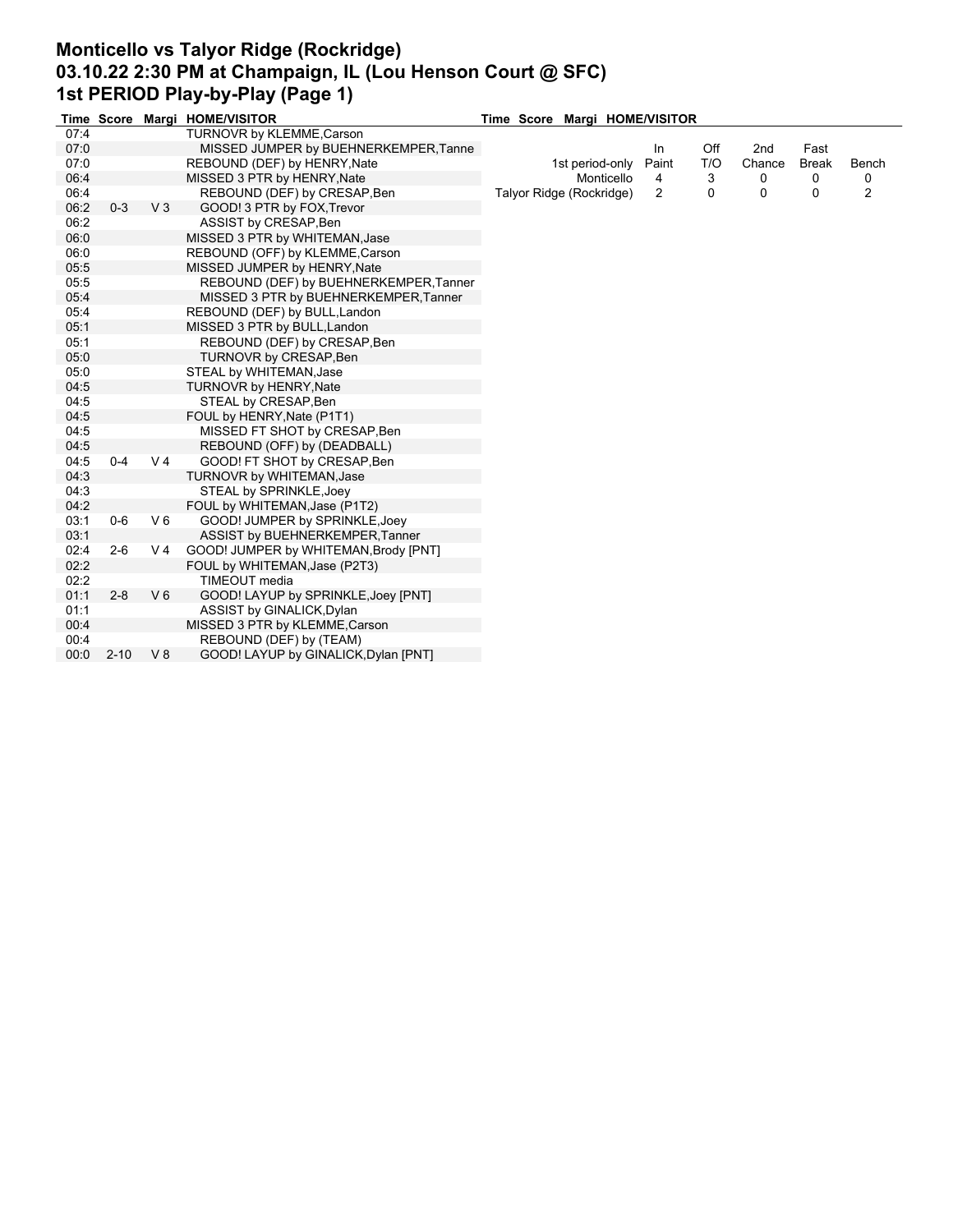# Monticello vs Talyor Ridge (Rockridge)
## 03.10.22 2:30 PM at Champaign, IL (Lou Henson Court @ SFC)
## 1st PERIOD Play-by-Play (Page 1)

| Time | Score | Margi | HOME/VISITOR |
|---|---|---|---|
| 07:4 | | | TURNOVR by KLEMME,Carson |
| 07:0 | | | MISSED JUMPER by BUEHNERKEMPER,Tanne |
| 07:0 | | | REBOUND (DEF) by HENRY,Nate |
| 06:4 | | | MISSED 3 PTR by HENRY,Nate |
| 06:4 | | | REBOUND (DEF) by CRESAP,Ben |
| 06:2 | 0-3 | V 3 | GOOD! 3 PTR by FOX,Trevor |
| 06:2 | | | ASSIST by CRESAP,Ben |
| 06:0 | | | MISSED 3 PTR by WHITEMAN,Jase |
| 06:0 | | | REBOUND (OFF) by KLEMME,Carson |
| 05:5 | | | MISSED JUMPER by HENRY,Nate |
| 05:5 | | | REBOUND (DEF) by BUEHNERKEMPER,Tanner |
| 05:4 | | | MISSED 3 PTR by BUEHNERKEMPER,Tanner |
| 05:4 | | | REBOUND (DEF) by BULL,Landon |
| 05:1 | | | MISSED 3 PTR by BULL,Landon |
| 05:1 | | | REBOUND (DEF) by CRESAP,Ben |
| 05:0 | | | TURNOVR by CRESAP,Ben |
| 05:0 | | | STEAL by WHITEMAN,Jase |
| 04:5 | | | TURNOVR by HENRY,Nate |
| 04:5 | | | STEAL by CRESAP,Ben |
| 04:5 | | | FOUL by HENRY,Nate (P1T1) |
| 04:5 | | | MISSED FT SHOT by CRESAP,Ben |
| 04:5 | | | REBOUND (OFF) by (DEADBALL) |
| 04:5 | 0-4 | V 4 | GOOD! FT SHOT by CRESAP,Ben |
| 04:3 | | | TURNOVR by WHITEMAN,Jase |
| 04:3 | | | STEAL by SPRINKLE,Joey |
| 04:2 | | | FOUL by WHITEMAN,Jase (P1T2) |
| 03:1 | 0-6 | V 6 | GOOD! JUMPER by SPRINKLE,Joey |
| 03:1 | | | ASSIST by BUEHNERKEMPER,Tanner |
| 02:4 | 2-6 | V 4 | GOOD! JUMPER by WHITEMAN,Brody [PNT] |
| 02:2 | | | FOUL by WHITEMAN,Jase (P2T3) |
| 02:2 | | | TIMEOUT media |
| 01:1 | 2-8 | V 6 | GOOD! LAYUP by SPRINKLE,Joey [PNT] |
| 01:1 | | | ASSIST by GINALICK,Dylan |
| 00:4 | | | MISSED 3 PTR by KLEMME,Carson |
| 00:4 | | | REBOUND (DEF) by (TEAM) |
| 00:0 | 2-10 | V 8 | GOOD! LAYUP by GINALICK,Dylan [PNT] |

| 1st period-only | In Paint | Off T/O | 2nd Chance | Fast Break | Bench |
|---|---|---|---|---|---|
| Monticello | 4 | 3 | 0 | 0 | 0 |
| Talyor Ridge (Rockridge) | 2 | 0 | 0 | 0 | 2 |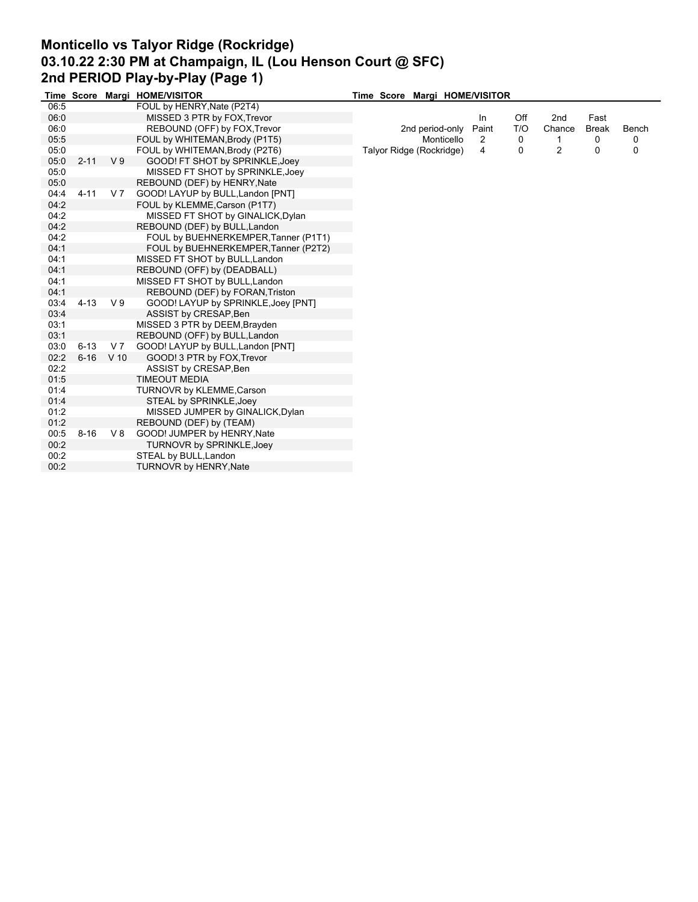# Monticello vs Talyor Ridge (Rockridge)
# 03.10.22 2:30 PM at Champaign, IL (Lou Henson Court @ SFC)
# 2nd PERIOD Play-by-Play (Page 1)

| Time | Score | Margi | HOME/VISITOR |
|---|---|---|---|
| 06:5 | | | FOUL by HENRY,Nate (P2T4) |
| 06:0 | | | MISSED 3 PTR by FOX,Trevor |
| 06:0 | | | REBOUND (OFF) by FOX,Trevor |
| 05:5 | | | FOUL by WHITEMAN,Brody (P1T5) |
| 05:0 | | | FOUL by WHITEMAN,Brody (P2T6) |
| 05:0 | 2-11 | V 9 | GOOD! FT SHOT by SPRINKLE,Joey |
| 05:0 | | | MISSED FT SHOT by SPRINKLE,Joey |
| 05:0 | | | REBOUND (DEF) by HENRY,Nate |
| 04:4 | 4-11 | V 7 | GOOD! LAYUP by BULL,Landon [PNT] |
| 04:2 | | | FOUL by KLEMME,Carson (P1T7) |
| 04:2 | | | MISSED FT SHOT by GINALICK,Dylan |
| 04:2 | | | REBOUND (DEF) by BULL,Landon |
| 04:2 | | | FOUL by BUEHNERKEMPER,Tanner (P1T1) |
| 04:1 | | | FOUL by BUEHNERKEMPER,Tanner (P2T2) |
| 04:1 | | | MISSED FT SHOT by BULL,Landon |
| 04:1 | | | REBOUND (OFF) by (DEADBALL) |
| 04:1 | | | MISSED FT SHOT by BULL,Landon |
| 04:1 | | | REBOUND (DEF) by FORAN,Triston |
| 03:4 | 4-13 | V 9 | GOOD! LAYUP by SPRINKLE,Joey [PNT] |
| 03:4 | | | ASSIST by CRESAP,Ben |
| 03:1 | | | MISSED 3 PTR by DEEM,Brayden |
| 03:1 | | | REBOUND (OFF) by BULL,Landon |
| 03:0 | 6-13 | V 7 | GOOD! LAYUP by BULL,Landon [PNT] |
| 02:2 | 6-16 | V 10 | GOOD! 3 PTR by FOX,Trevor |
| 02:2 | | | ASSIST by CRESAP,Ben |
| 01:5 | | | TIMEOUT MEDIA |
| 01:4 | | | TURNOVR by KLEMME,Carson |
| 01:4 | | | STEAL by SPRINKLE,Joey |
| 01:2 | | | MISSED JUMPER by GINALICK,Dylan |
| 01:2 | | | REBOUND (DEF) by (TEAM) |
| 00:5 | 8-16 | V 8 | GOOD! JUMPER by HENRY,Nate |
| 00:2 | | | TURNOVR by SPRINKLE,Joey |
| 00:2 | | | STEAL by BULL,Landon |
| 00:2 | | | TURNOVR by HENRY,Nate |

| 2nd period-only | In Paint | Off T/O | 2nd Chance | Fast Break | Bench |
|---|---|---|---|---|---|
| Monticello | 2 | 0 | 1 | 0 | 0 |
| Talyor Ridge (Rockridge) | 4 | 0 | 2 | 0 | 0 |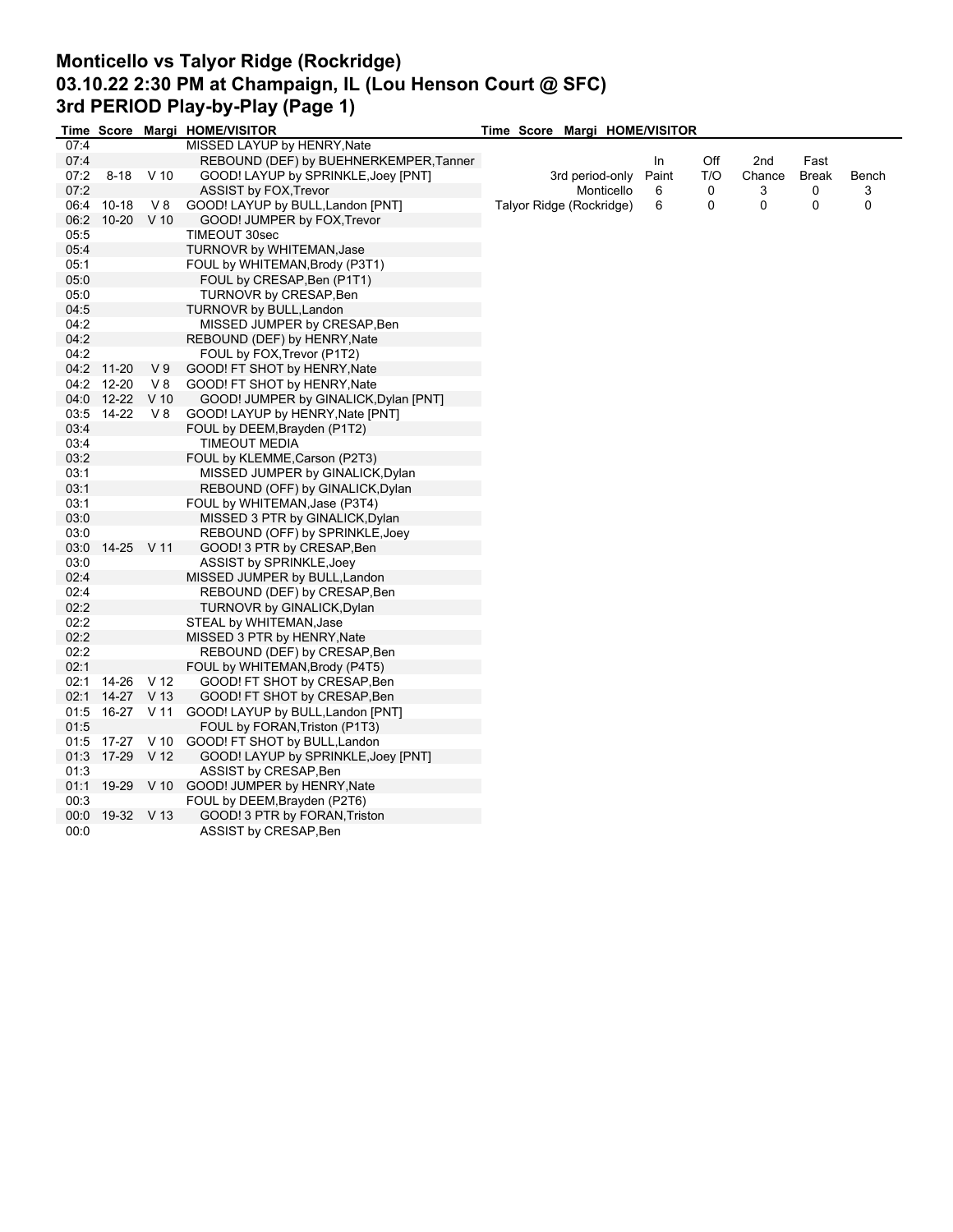# Monticello vs Talyor Ridge (Rockridge)
# 03.10.22 2:30 PM at Champaign, IL (Lou Henson Court @ SFC)
# 3rd PERIOD Play-by-Play (Page 1)

| Time | Score | Margi | HOME/VISITOR |
|---|---|---|---|
| 07:4 | | | MISSED LAYUP by HENRY,Nate |
| 07:4 | | | REBOUND (DEF) by BUEHNERKEMPER,Tanner |
| 07:2 | 8-18 | V 10 | GOOD! LAYUP by SPRINKLE,Joey [PNT] |
| 07:2 | | | ASSIST by FOX,Trevor |
| 06:4 | 10-18 | V 8 | GOOD! LAYUP by BULL,Landon [PNT] |
| 06:2 | 10-20 | V 10 | GOOD! JUMPER by FOX,Trevor |
| 05:5 | | | TIMEOUT 30sec |
| 05:4 | | | TURNOVR by WHITEMAN,Jase |
| 05:1 | | | FOUL by WHITEMAN,Brody (P3T1) |
| 05:0 | | | FOUL by CRESAP,Ben (P1T1) |
| 05:0 | | | TURNOVR by CRESAP,Ben |
| 04:5 | | | TURNOVR by BULL,Landon |
| 04:2 | | | MISSED JUMPER by CRESAP,Ben |
| 04:2 | | | REBOUND (DEF) by HENRY,Nate |
| 04:2 | | | FOUL by FOX,Trevor (P1T2) |
| 04:2 | 11-20 | V 9 | GOOD! FT SHOT by HENRY,Nate |
| 04:2 | 12-20 | V 8 | GOOD! FT SHOT by HENRY,Nate |
| 04:0 | 12-22 | V 10 | GOOD! JUMPER by GINALICK,Dylan [PNT] |
| 03:5 | 14-22 | V 8 | GOOD! LAYUP by HENRY,Nate [PNT] |
| 03:4 | | | FOUL by DEEM,Brayden (P1T2) |
| 03:4 | | | TIMEOUT MEDIA |
| 03:2 | | | FOUL by KLEMME,Carson (P2T3) |
| 03:1 | | | MISSED JUMPER by GINALICK,Dylan |
| 03:1 | | | REBOUND (OFF) by GINALICK,Dylan |
| 03:1 | | | FOUL by WHITEMAN,Jase (P3T4) |
| 03:0 | | | MISSED 3 PTR by GINALICK,Dylan |
| 03:0 | | | REBOUND (OFF) by SPRINKLE,Joey |
| 03:0 | 14-25 | V 11 | GOOD! 3 PTR by CRESAP,Ben |
| 03:0 | | | ASSIST by SPRINKLE,Joey |
| 02:4 | | | MISSED JUMPER by BULL,Landon |
| 02:4 | | | REBOUND (DEF) by CRESAP,Ben |
| 02:2 | | | TURNOVR by GINALICK,Dylan |
| 02:2 | | | STEAL by WHITEMAN,Jase |
| 02:2 | | | MISSED 3 PTR by HENRY,Nate |
| 02:2 | | | REBOUND (DEF) by CRESAP,Ben |
| 02:1 | | | FOUL by WHITEMAN,Brody (P4T5) |
| 02:1 | 14-26 | V 12 | GOOD! FT SHOT by CRESAP,Ben |
| 02:1 | 14-27 | V 13 | GOOD! FT SHOT by CRESAP,Ben |
| 01:5 | 16-27 | V 11 | GOOD! LAYUP by BULL,Landon [PNT] |
| 01:5 | | | FOUL by FORAN,Triston (P1T3) |
| 01:5 | 17-27 | V 10 | GOOD! FT SHOT by BULL,Landon |
| 01:3 | 17-29 | V 12 | GOOD! LAYUP by SPRINKLE,Joey [PNT] |
| 01:3 | | | ASSIST by CRESAP,Ben |
| 01:1 | 19-29 | V 10 | GOOD! JUMPER by HENRY,Nate |
| 00:3 | | | FOUL by DEEM,Brayden (P2T6) |
| 00:0 | 19-32 | V 13 | GOOD! 3 PTR by FORAN,Triston |
| 00:0 | | | ASSIST by CRESAP,Ben |

| 3rd period-only | In Paint | Off T/O | 2nd Chance | Fast Break | Bench |
|---|---|---|---|---|---|
| Monticello | 6 | 0 | 3 | 0 | 3 |
| Talyor Ridge (Rockridge) | 6 | 0 | 0 | 0 | 0 |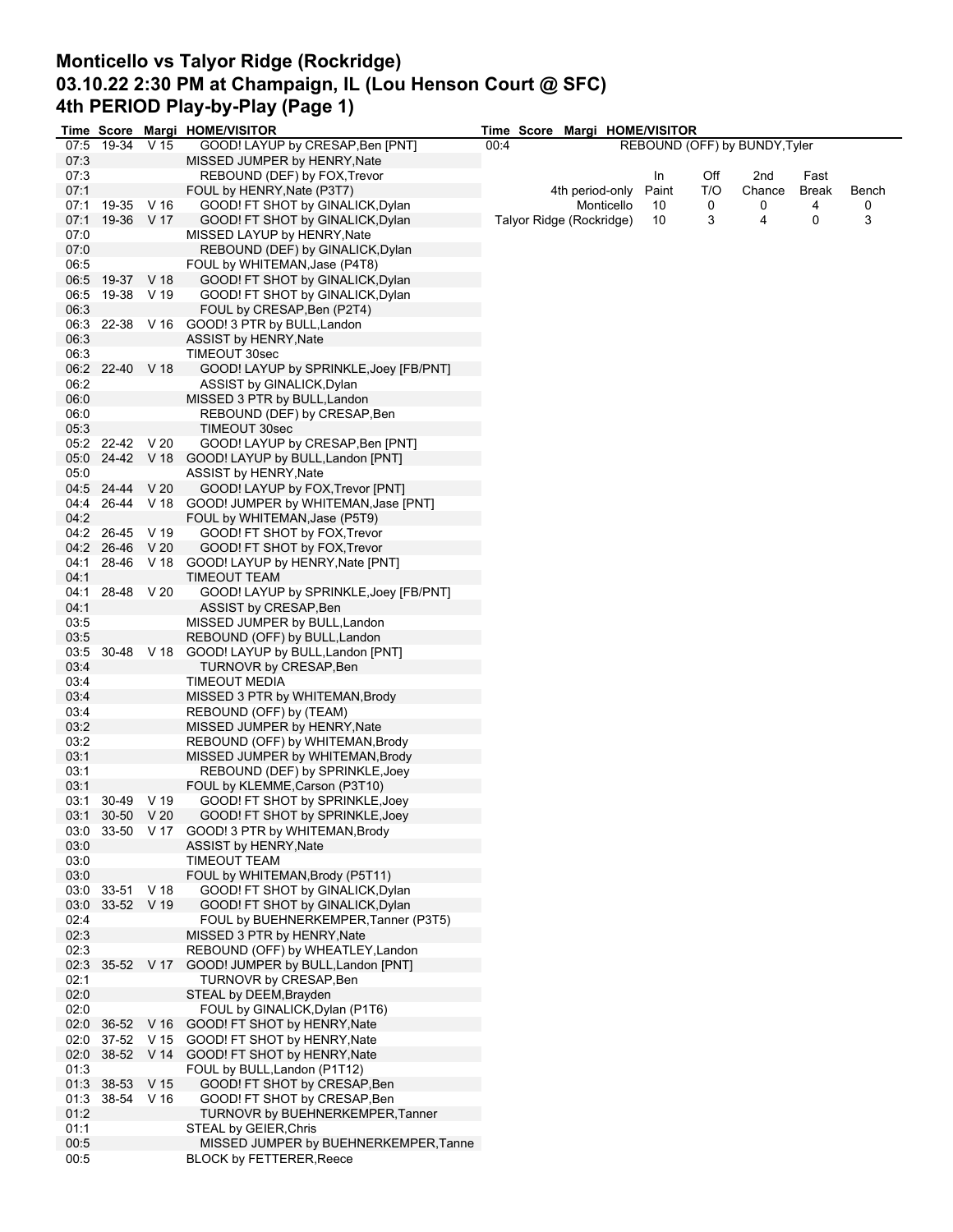# Monticello vs Talyor Ridge (Rockridge)
## 03.10.22 2:30 PM at Champaign, IL (Lou Henson Court @ SFC)
## 4th PERIOD Play-by-Play (Page 1)

| Time | Score | Margi | HOME/VISITOR |
|---|---|---|---|
| 07:5 | 19-34 | V 15 | GOOD! LAYUP by CRESAP,Ben [PNT] |
| 07:3 | | | MISSED JUMPER by HENRY,Nate |
| 07:3 | | | REBOUND (DEF) by FOX,Trevor |
| 07:1 | | | FOUL by HENRY,Nate (P3T7) |
| 07:1 | 19-35 | V 16 | GOOD! FT SHOT by GINALICK,Dylan |
| 07:1 | 19-36 | V 17 | GOOD! FT SHOT by GINALICK,Dylan |
| 07:0 | | | MISSED LAYUP by HENRY,Nate |
| 07:0 | | | REBOUND (DEF) by GINALICK,Dylan |
| 06:5 | | | FOUL by WHITEMAN,Jase (P4T8) |
| 06:5 | 19-37 | V 18 | GOOD! FT SHOT by GINALICK,Dylan |
| 06:5 | 19-38 | V 19 | GOOD! FT SHOT by GINALICK,Dylan |
| 06:3 | | | FOUL by CRESAP,Ben (P2T4) |
| 06:3 | 22-38 | V 16 | GOOD! 3 PTR by BULL,Landon |
| 06:3 | | | ASSIST by HENRY,Nate |
| 06:3 | | | TIMEOUT 30sec |
| 06:2 | 22-40 | V 18 | GOOD! LAYUP by SPRINKLE,Joey [FB/PNT] |
| 06:2 | | | ASSIST by GINALICK,Dylan |
| 06:0 | | | MISSED 3 PTR by BULL,Landon |
| 06:0 | | | REBOUND (DEF) by CRESAP,Ben |
| 05:3 | | | TIMEOUT 30sec |
| 05:2 | 22-42 | V 20 | GOOD! LAYUP by CRESAP,Ben [PNT] |
| 05:0 | 24-42 | V 18 | GOOD! LAYUP by BULL,Landon [PNT] |
| 05:0 | | | ASSIST by HENRY,Nate |
| 04:5 | 24-44 | V 20 | GOOD! LAYUP by FOX,Trevor [PNT] |
| 04:4 | 26-44 | V 18 | GOOD! JUMPER by WHITEMAN,Jase [PNT] |
| 04:2 | | | FOUL by WHITEMAN,Jase (P5T9) |
| 04:2 | 26-45 | V 19 | GOOD! FT SHOT by FOX,Trevor |
| 04:2 | 26-46 | V 20 | GOOD! FT SHOT by FOX,Trevor |
| 04:1 | 28-46 | V 18 | GOOD! LAYUP by HENRY,Nate [PNT] |
| 04:1 | | | TIMEOUT TEAM |
| 04:1 | 28-48 | V 20 | GOOD! LAYUP by SPRINKLE,Joey [FB/PNT] |
| 04:1 | | | ASSIST by CRESAP,Ben |
| 03:5 | | | MISSED JUMPER by BULL,Landon |
| 03:5 | | | REBOUND (OFF) by BULL,Landon |
| 03:5 | 30-48 | V 18 | GOOD! LAYUP by BULL,Landon [PNT] |
| 03:4 | | | TURNOVR by CRESAP,Ben |
| 03:4 | | | TIMEOUT MEDIA |
| 03:4 | | | MISSED 3 PTR by WHITEMAN,Brody |
| 03:4 | | | REBOUND (OFF) by (TEAM) |
| 03:2 | | | MISSED JUMPER by HENRY,Nate |
| 03:2 | | | REBOUND (OFF) by WHITEMAN,Brody |
| 03:1 | | | MISSED JUMPER by WHITEMAN,Brody |
| 03:1 | | | REBOUND (DEF) by SPRINKLE,Joey |
| 03:1 | | | FOUL by KLEMME,Carson (P3T10) |
| 03:1 | 30-49 | V 19 | GOOD! FT SHOT by SPRINKLE,Joey |
| 03:1 | 30-50 | V 20 | GOOD! FT SHOT by SPRINKLE,Joey |
| 03:0 | 33-50 | V 17 | GOOD! 3 PTR by WHITEMAN,Brody |
| 03:0 | | | ASSIST by HENRY,Nate |
| 03:0 | | | TIMEOUT TEAM |
| 03:0 | | | FOUL by WHITEMAN,Brody (P5T11) |
| 03:0 | 33-51 | V 18 | GOOD! FT SHOT by GINALICK,Dylan |
| 03:0 | 33-52 | V 19 | GOOD! FT SHOT by GINALICK,Dylan |
| 02:4 | | | FOUL by BUEHNERKEMPER,Tanner (P3T5) |
| 02:3 | | | MISSED 3 PTR by HENRY,Nate |
| 02:3 | | | REBOUND (OFF) by WHEATLEY,Landon |
| 02:3 | 35-52 | V 17 | GOOD! JUMPER by BULL,Landon [PNT] |
| 02:1 | | | TURNOVR by CRESAP,Ben |
| 02:0 | | | STEAL by DEEM,Brayden |
| 02:0 | | | FOUL by GINALICK,Dylan (P1T6) |
| 02:0 | 36-52 | V 16 | GOOD! FT SHOT by HENRY,Nate |
| 02:0 | 37-52 | V 15 | GOOD! FT SHOT by HENRY,Nate |
| 02:0 | 38-52 | V 14 | GOOD! FT SHOT by HENRY,Nate |
| 01:3 | | | FOUL by BULL,Landon (P1T12) |
| 01:3 | 38-53 | V 15 | GOOD! FT SHOT by CRESAP,Ben |
| 01:3 | 38-54 | V 16 | GOOD! FT SHOT by CRESAP,Ben |
| 01:2 | | | TURNOVR by BUEHNERKEMPER,Tanner |
| 01:1 | | | STEAL by GEIER,Chris |
| 00:5 | | | MISSED JUMPER by BUEHNERKEMPER,Tanne |
| 00:5 | | | BLOCK by FETTERER,Reece |
| 00:4 | | | REBOUND (OFF) by BUNDY,Tyler |

| 4th period-only | In Paint | Off T/O | 2nd Chance | Fast Break | Bench |
|---|---|---|---|---|---|
| Monticello | 10 | 0 | 0 | 4 | 0 |
| Talyor Ridge (Rockridge) | 10 | 3 | 4 | 0 | 3 |